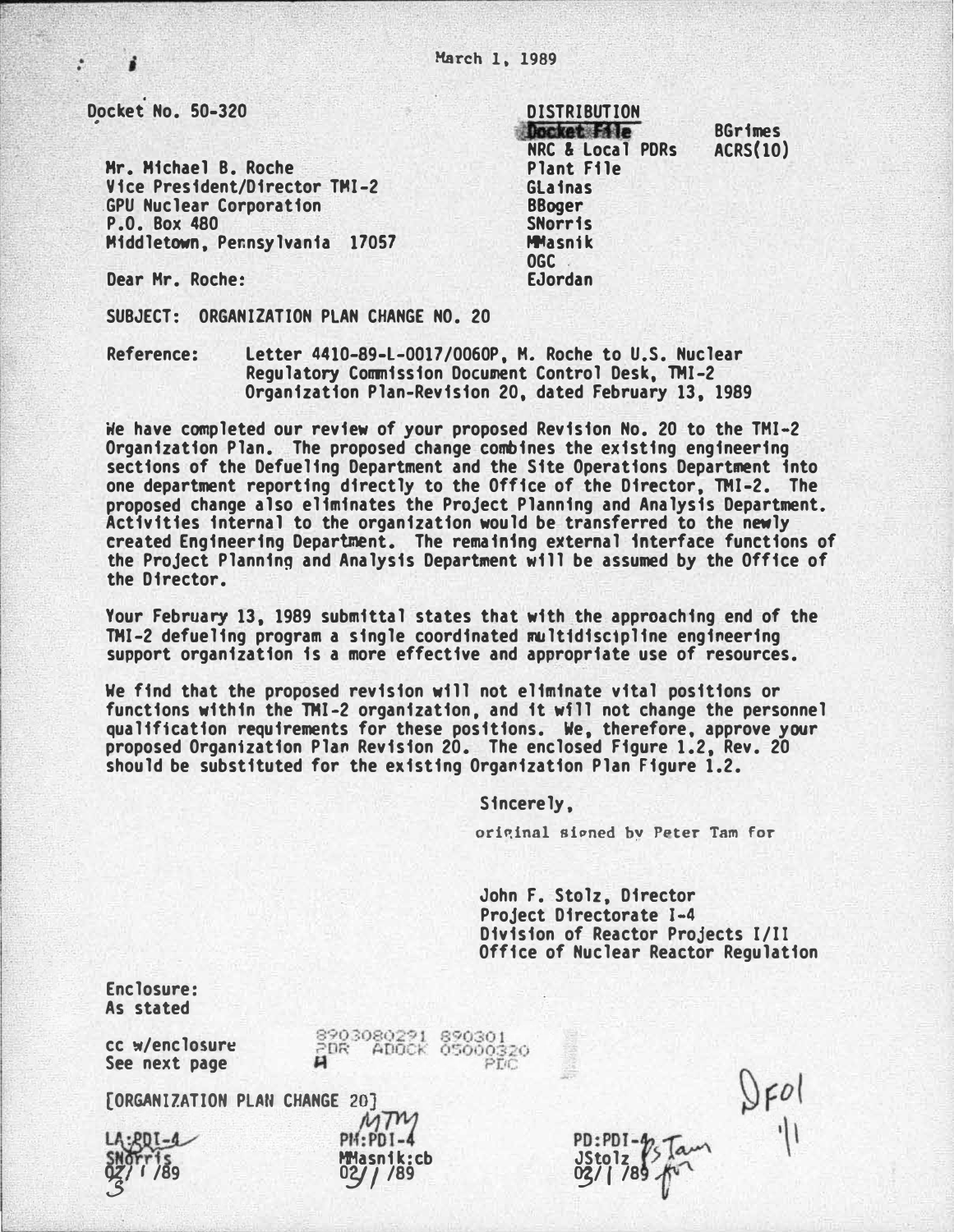March 1, 1989

Docket No. 50-320

DISTRIBUTION
Docket File
NRC & Local PDRs
Plant File
GLainas
BBoger
SNorris
MMasnik
OGC
EJordan
BGrimes
ACRS(10)

Mr. Michael B. Roche
Vice President/Director TMI-2
GPU Nuclear Corporation
P.O. Box 480
Middletown, Pennsylvania 17057

Dear Mr. Roche:

SUBJECT: ORGANIZATION PLAN CHANGE NO. 20

Reference: Letter 4410-89-L-0017/0060P, M. Roche to U.S. Nuclear Regulatory Commission Document Control Desk, TMI-2 Organization Plan-Revision 20, dated February 13, 1989

We have completed our review of your proposed Revision No. 20 to the TMI-2 Organization Plan. The proposed change combines the existing engineering sections of the Defueling Department and the Site Operations Department into one department reporting directly to the Office of the Director, TMI-2. The proposed change also eliminates the Project Planning and Analysis Department. Activities internal to the organization would be transferred to the newly created Engineering Department. The remaining external interface functions of the Project Planning and Analysis Department will be assumed by the Office of the Director.

Your February 13, 1989 submittal states that with the approaching end of the TMI-2 defueling program a single coordinated multidiscipline engineering support organization is a more effective and appropriate use of resources.

We find that the proposed revision will not eliminate vital positions or functions within the TMI-2 organization, and it will not change the personnel qualification requirements for these positions. We, therefore, approve your proposed Organization Plan Revision 20. The enclosed Figure 1.2, Rev. 20 should be substituted for the existing Organization Plan Figure 1.2.

Sincerely,

original signed by Peter Tam for

John F. Stolz, Director
Project Directorate I-4
Division of Reactor Projects I/II
Office of Nuclear Reactor Regulation

Enclosure:
As stated

cc w/enclosure
See next page

8903080291 890301
PDR ADOCK 05000320
H PDC

[ORGANIZATION PLAN CHANGE 20]

LA:PDI-4
SNorris
02/1/89

PM:PDI-4
MMasnik:cb
02/1/89

PD:PDI-4
JStolz
03/1/89

DF01
1/1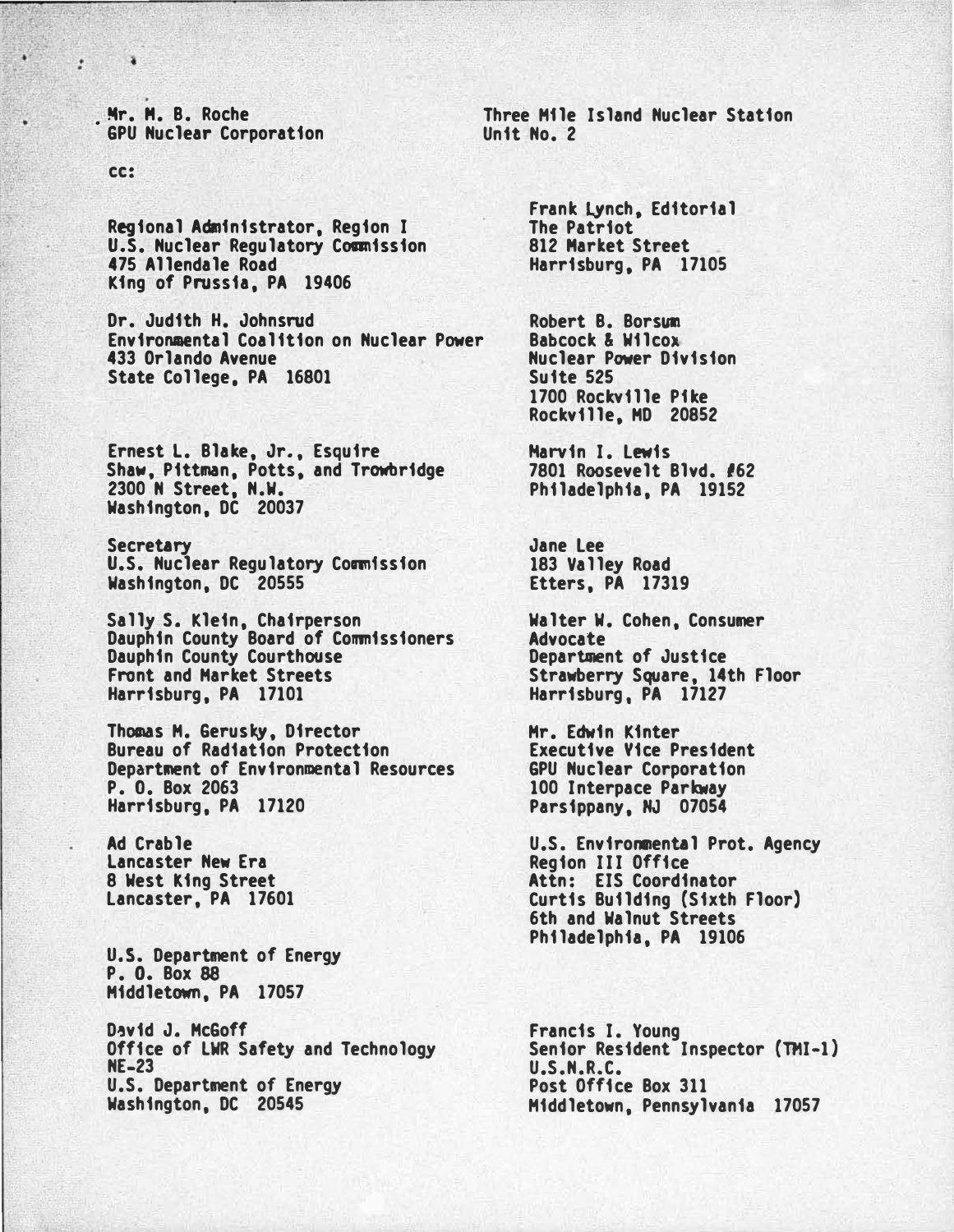Mr. M. B. Roche
GPU Nuclear Corporation

Three Mile Island Nuclear Station
Unit No. 2

cc:

Regional Administrator, Region I
U.S. Nuclear Regulatory Commission
475 Allendale Road
King of Prussia, PA 19406

Dr. Judith H. Johnsrud
Environmental Coalition on Nuclear Power
433 Orlando Avenue
State College, PA 16801

Ernest L. Blake, Jr., Esquire
Shaw, Pittman, Potts, and Trowbridge
2300 N Street, N.W.
Washington, DC 20037

Secretary
U.S. Nuclear Regulatory Commission
Washington, DC 20555

Sally S. Klein, Chairperson
Dauphin County Board of Commissioners
Dauphin County Courthouse
Front and Market Streets
Harrisburg, PA 17101

Thomas M. Gerusky, Director
Bureau of Radiation Protection
Department of Environmental Resources
P. O. Box 2063
Harrisburg, PA 17120

Ad Crable
Lancaster New Era
8 West King Street
Lancaster, PA 17601

U.S. Department of Energy
P. O. Box 88
Middletown, PA 17057

David J. McGoff
Office of LWR Safety and Technology
NE-23
U.S. Department of Energy
Washington, DC 20545

Frank Lynch, Editorial
The Patriot
812 Market Street
Harrisburg, PA 17105

Robert B. Borsum
Babcock & Wilcox
Nuclear Power Division
Suite 525
1700 Rockville Pike
Rockville, MD 20852

Marvin I. Lewis
7801 Roosevelt Blvd. #62
Philadelphia, PA 19152

Jane Lee
183 Valley Road
Etters, PA 17319

Walter W. Cohen, Consumer Advocate
Department of Justice
Strawberry Square, 14th Floor
Harrisburg, PA 17127

Mr. Edwin Kinter
Executive Vice President
GPU Nuclear Corporation
100 Interpace Parkway
Parsippany, NJ 07054

U.S. Environmental Prot. Agency
Region III Office
Attn: EIS Coordinator
Curtis Building (Sixth Floor)
6th and Walnut Streets
Philadelphia, PA 19106

Francis I. Young
Senior Resident Inspector (TMI-1)
U.S.N.R.C.
Post Office Box 311
Middletown, Pennsylvania 17057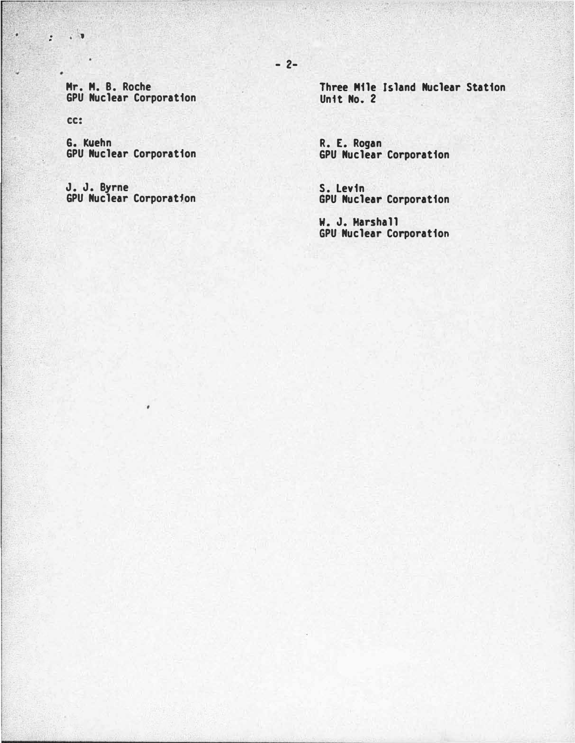Mr. M. B. Roche
GPU Nuclear Corporation

Three Mile Island Nuclear Station
Unit No. 2

cc:

G. Kuehn
GPU Nuclear Corporation

J. J. Byrne
GPU Nuclear Corporation

R. E. Rogan
GPU Nuclear Corporation

S. Levin
GPU Nuclear Corporation

W. J. Marshall
GPU Nuclear Corporation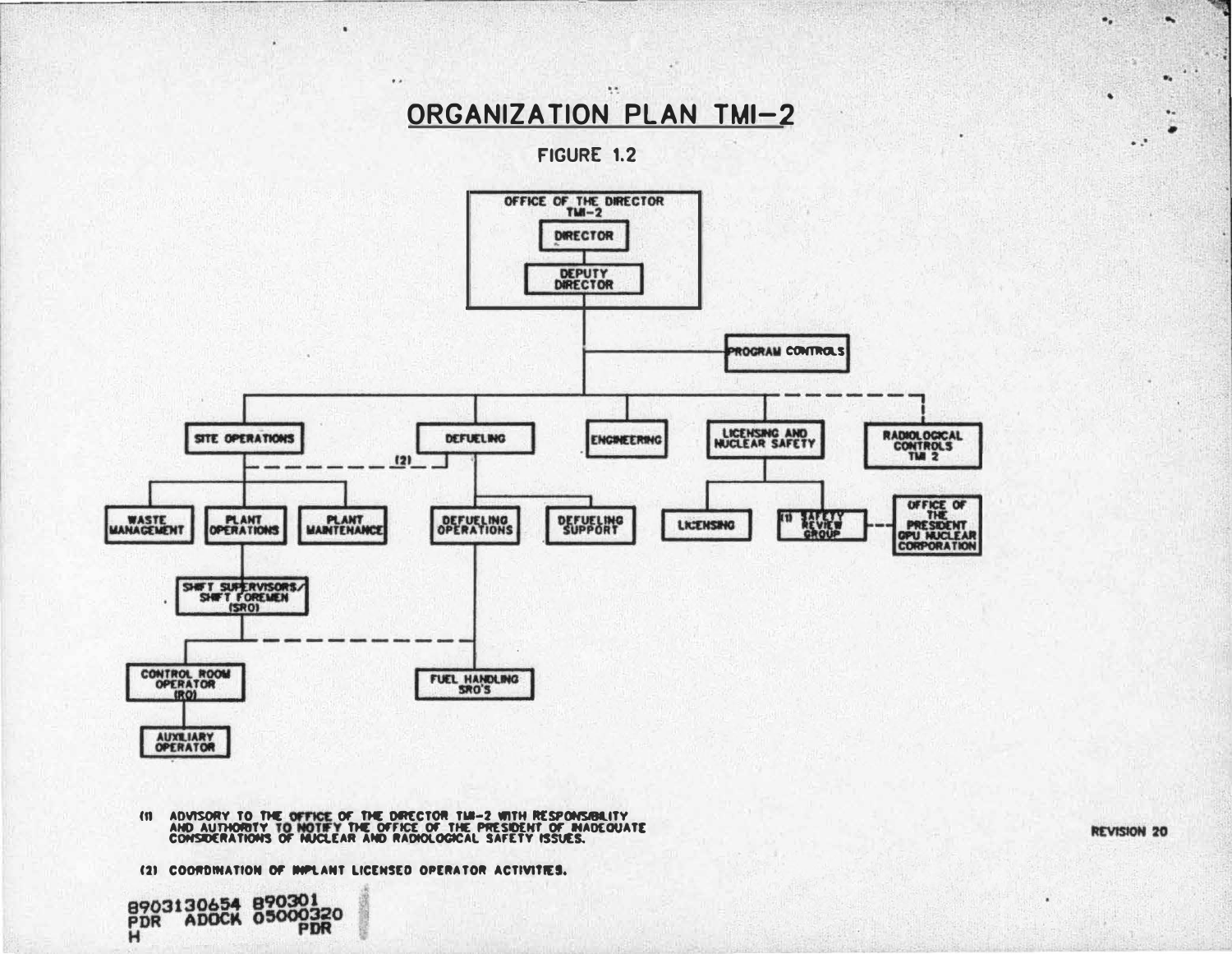# ORGANIZATION PLAN TMI-2

FIGURE 1.2

OFFICE OF THE DIRECTOR TMI-2

DIRECTOR

DEPUTY DIRECTOR

PROGRAM CONTROLS

SITE OPERATIONS

DEFUELING

ENGINEERING

LICENSING AND NUCLEAR SAFETY

RADIOLOGICAL CONTROLS TMI 2

(2)

WASTE MANAGEMENT

PLANT OPERATIONS

PLANT MAINTENANCE

DEFUELING OPERATIONS

DEFUELING SUPPORT

LICENSING

(1) SAFETY REVIEW GROUP

OFFICE OF THE PRESIDENT GPU NUCLEAR CORPORATION

SHIFT SUPERVISORS/ SHIFT FOREMEN (SRO)

CONTROL ROOM OPERATOR (RO)

FUEL HANDLING SRO'S

AUXILIARY OPERATOR

(1) ADVISORY TO THE OFFICE OF THE DIRECTOR TMI-2 WITH RESPONSIBILITY AND AUTHORITY TO NOTIFY THE OFFICE OF THE PRESIDENT OF INADEQUATE CONSIDERATIONS OF NUCLEAR AND RADIOLOGICAL SAFETY ISSUES.

(2) COORDINATION OF INPLANT LICENSED OPERATOR ACTIVITIES.

REVISION 20

8903130654 890301
PDR ADOCK 05000320
H PDR